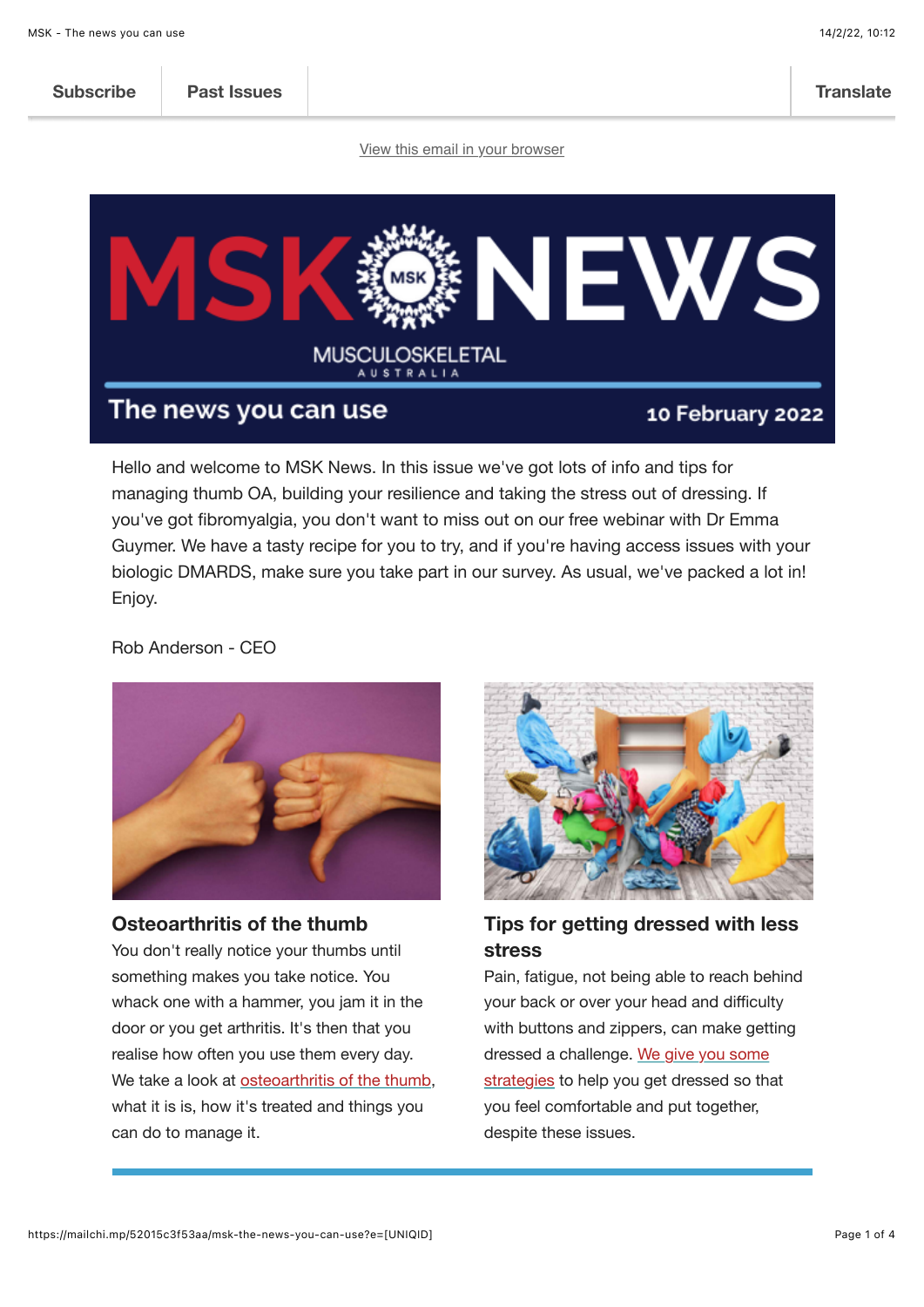Subscribe | Past Issues | Translate

View this email in your browser

# MSK NEWS

MUSCULOSKELETAL AUSTRALIA

The news you can use — 10 February 2022

Hello and welcome to MSK News. In this issue we've got lots of info and tips for managing thumb OA, building your resilience and taking the stress out of dressing. If you've got fibromyalgia, you don't want to miss out on our free webinar with Dr Emma Guymer. We have a tasty recipe for you to try, and if you're having access issues with your biologic DMARDS, make sure you take part in our survey. As usual, we've packed a lot in! Enjoy.

Rob Anderson - CEO

## Osteoarthritis of the thumb

You don't really notice your thumbs until something makes you take notice. You whack one with a hammer, you jam it in the door or you get arthritis. It's then that you realise how often you use them every day. We take a look at osteoarthritis of the thumb, what it is, how it's treated and things you can do to manage it.

## Tips for getting dressed with less stress

Pain, fatigue, not being able to reach behind your back or over your head and difficulty with buttons and zippers, can make getting dressed a challenge. We give you some strategies to help you get dressed so that you feel comfortable and put together, despite these issues.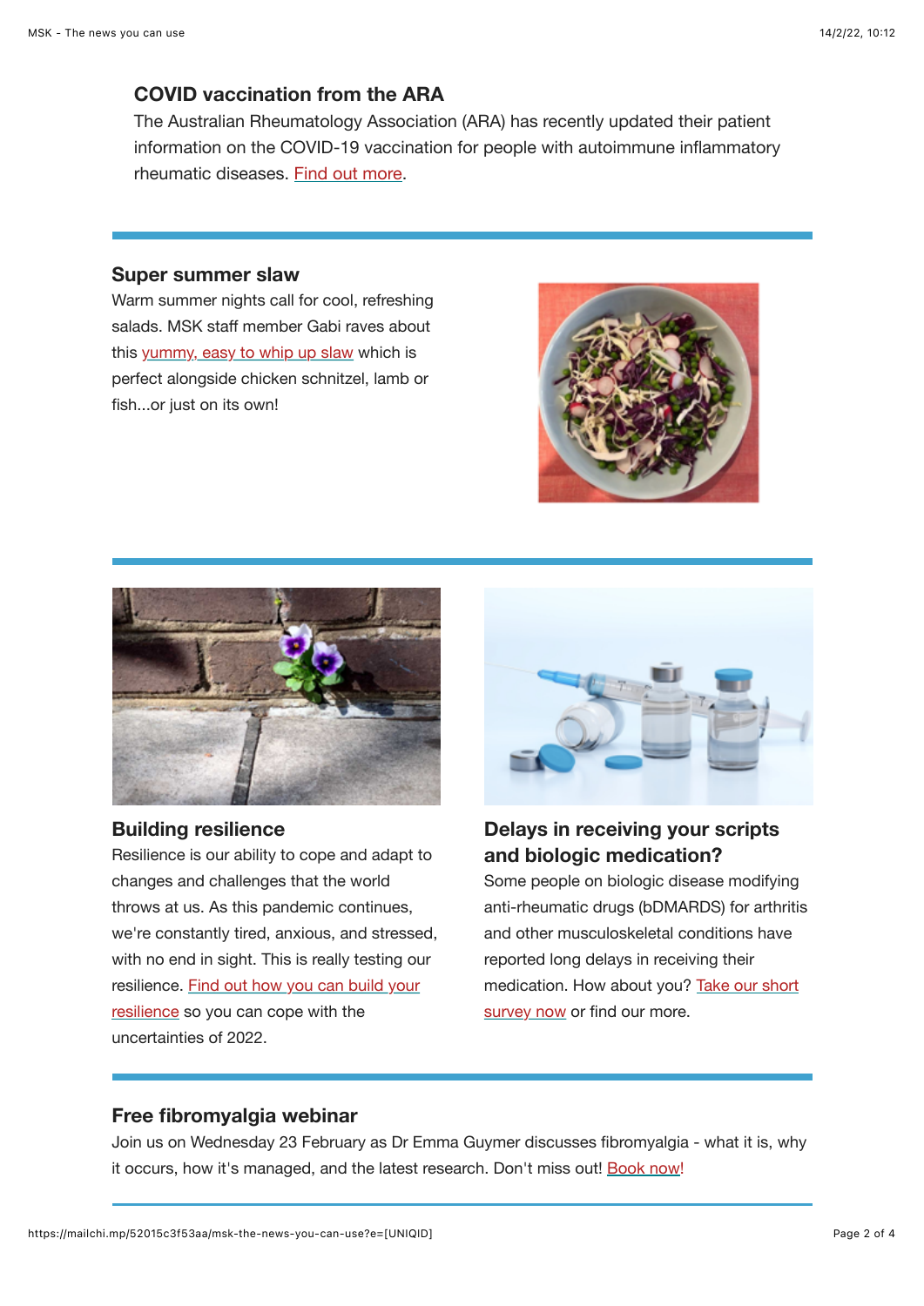### COVID vaccination from the ARA

The Australian Rheumatology Association (ARA) has recently updated their patient information on the COVID-19 vaccination for people with autoimmune inflammatory rheumatic diseases. Find out more.

---

### Super summer slaw

Warm summer nights call for cool, refreshing salads. MSK staff member Gabi raves about this yummy, easy to whip up slaw which is perfect alongside chicken schnitzel, lamb or fish...or just on its own!

---

### Building resilience

Resilience is our ability to cope and adapt to changes and challenges that the world throws at us. As this pandemic continues, we're constantly tired, anxious, and stressed, with no end in sight. This is really testing our resilience. Find out how you can build your resilience so you can cope with the uncertainties of 2022.

### Delays in receiving your scripts and biologic medication?

Some people on biologic disease modifying anti-rheumatic drugs (bDMARDS) for arthritis and other musculoskeletal conditions have reported long delays in receiving their medication. How about you? Take our short survey now or find our more.

---

### Free fibromyalgia webinar

Join us on Wednesday 23 February as Dr Emma Guymer discusses fibromyalgia - what it is, why it occurs, how it's managed, and the latest research. Don't miss out! Book now!

---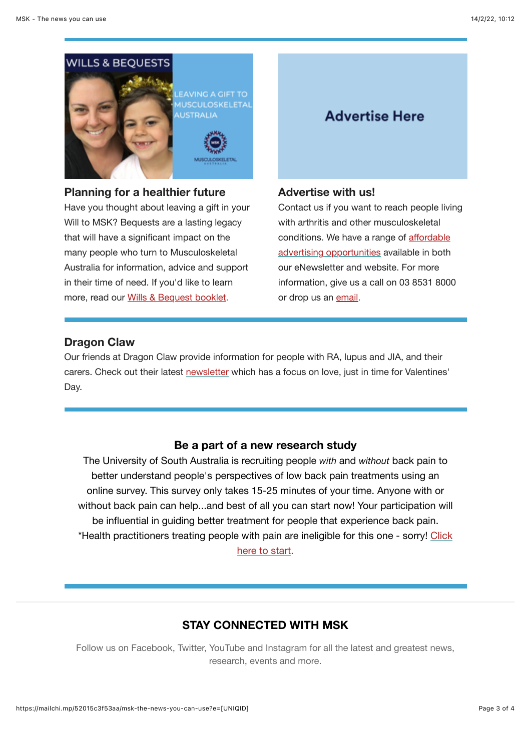### Planning for a healthier future

Have you thought about leaving a gift in your Will to MSK? Bequests are a lasting legacy that will have a significant impact on the many people who turn to Musculoskeletal Australia for information, advice and support in their time of need. If you'd like to learn more, read our Wills & Bequest booklet.

### Advertise with us!

Contact us if you want to reach people living with arthritis and other musculoskeletal conditions. We have a range of affordable advertising opportunities available in both our eNewsletter and website. For more information, give us a call on 03 8531 8000 or drop us an email.

### Dragon Claw

Our friends at Dragon Claw provide information for people with RA, lupus and JIA, and their carers. Check out their latest newsletter which has a focus on love, just in time for Valentines' Day.

### Be a part of a new research study

The University of South Australia is recruiting people *with* and *without* back pain to better understand people's perspectives of low back pain treatments using an online survey. This survey only takes 15-25 minutes of your time. Anyone with or without back pain can help...and best of all you can start now! Your participation will be influential in guiding better treatment for people that experience back pain. *Health practitioners treating people with pain are ineligible for this one - sorry! Click here to start.

## STAY CONNECTED WITH MSK

Follow us on Facebook, Twitter, YouTube and Instagram for all the latest and greatest news, research, events and more.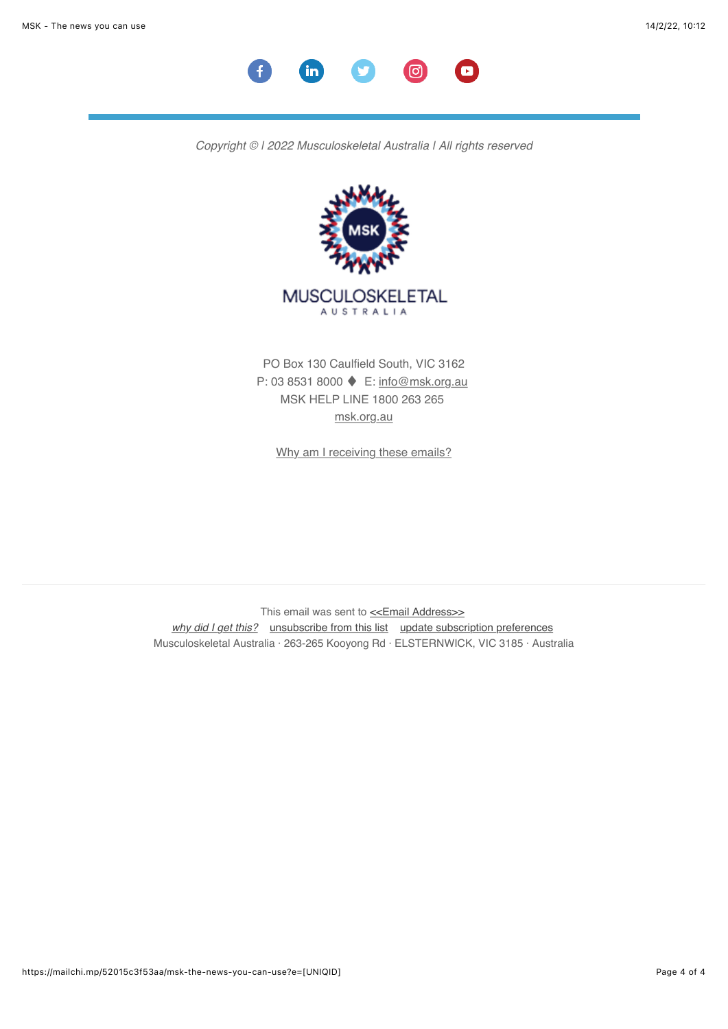*Copyright © | 2022 Musculoskeletal Australia | All rights reserved*

MUSCULOSKELETAL
AUSTRALIA

PO Box 130 Caulfield South, VIC 3162
P: 03 8531 8000 ⧫ E: info@msk.org.au
MSK HELP LINE 1800 263 265
msk.org.au

Why am I receiving these emails?

This email was sent to <<Email Address>>
*why did I get this?* unsubscribe from this list update subscription preferences
Musculoskeletal Australia · 263-265 Kooyong Rd · ELSTERNWICK, VIC 3185 · Australia